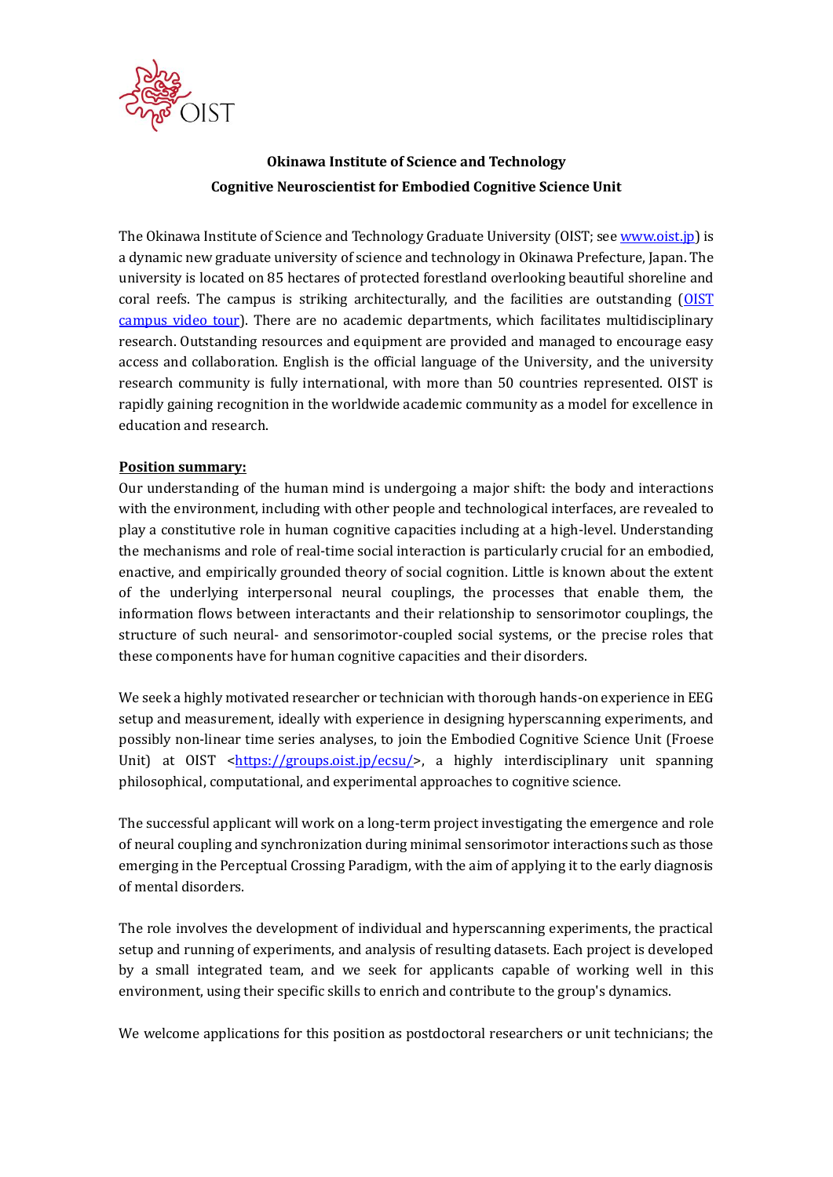**Okinawa Institute of Science and Technology**
**Cognitive Neuroscientist for Embodied Cognitive Science Unit**

The Okinawa Institute of Science and Technology Graduate University (OIST; see [www.oist.jp](www.oist.jp)) is a dynamic new graduate university of science and technology in Okinawa Prefecture, Japan. The university is located on 85 hectares of protected forestland overlooking beautiful shoreline and coral reefs. The campus is striking architecturally, and the facilities are outstanding (OIST campus video tour). There are no academic departments, which facilitates multidisciplinary research. Outstanding resources and equipment are provided and managed to encourage easy access and collaboration. English is the official language of the University, and the university research community is fully international, with more than 50 countries represented. OIST is rapidly gaining recognition in the worldwide academic community as a model for excellence in education and research.

**Position summary:**

Our understanding of the human mind is undergoing a major shift: the body and interactions with the environment, including with other people and technological interfaces, are revealed to play a constitutive role in human cognitive capacities including at a high-level. Understanding the mechanisms and role of real-time social interaction is particularly crucial for an embodied, enactive, and empirically grounded theory of social cognition. Little is known about the extent of the underlying interpersonal neural couplings, the processes that enable them, the information flows between interactants and their relationship to sensorimotor couplings, the structure of such neural- and sensorimotor-coupled social systems, or the precise roles that these components have for human cognitive capacities and their disorders.

We seek a highly motivated researcher or technician with thorough hands-on experience in EEG setup and measurement, ideally with experience in designing hyperscanning experiments, and possibly non-linear time series analyses, to join the Embodied Cognitive Science Unit (Froese Unit) at OIST <https://groups.oist.jp/ecsu/>, a highly interdisciplinary unit spanning philosophical, computational, and experimental approaches to cognitive science.

The successful applicant will work on a long-term project investigating the emergence and role of neural coupling and synchronization during minimal sensorimotor interactions such as those emerging in the Perceptual Crossing Paradigm, with the aim of applying it to the early diagnosis of mental disorders.

The role involves the development of individual and hyperscanning experiments, the practical setup and running of experiments, and analysis of resulting datasets. Each project is developed by a small integrated team, and we seek for applicants capable of working well in this environment, using their specific skills to enrich and contribute to the group's dynamics.

We welcome applications for this position as postdoctoral researchers or unit technicians; the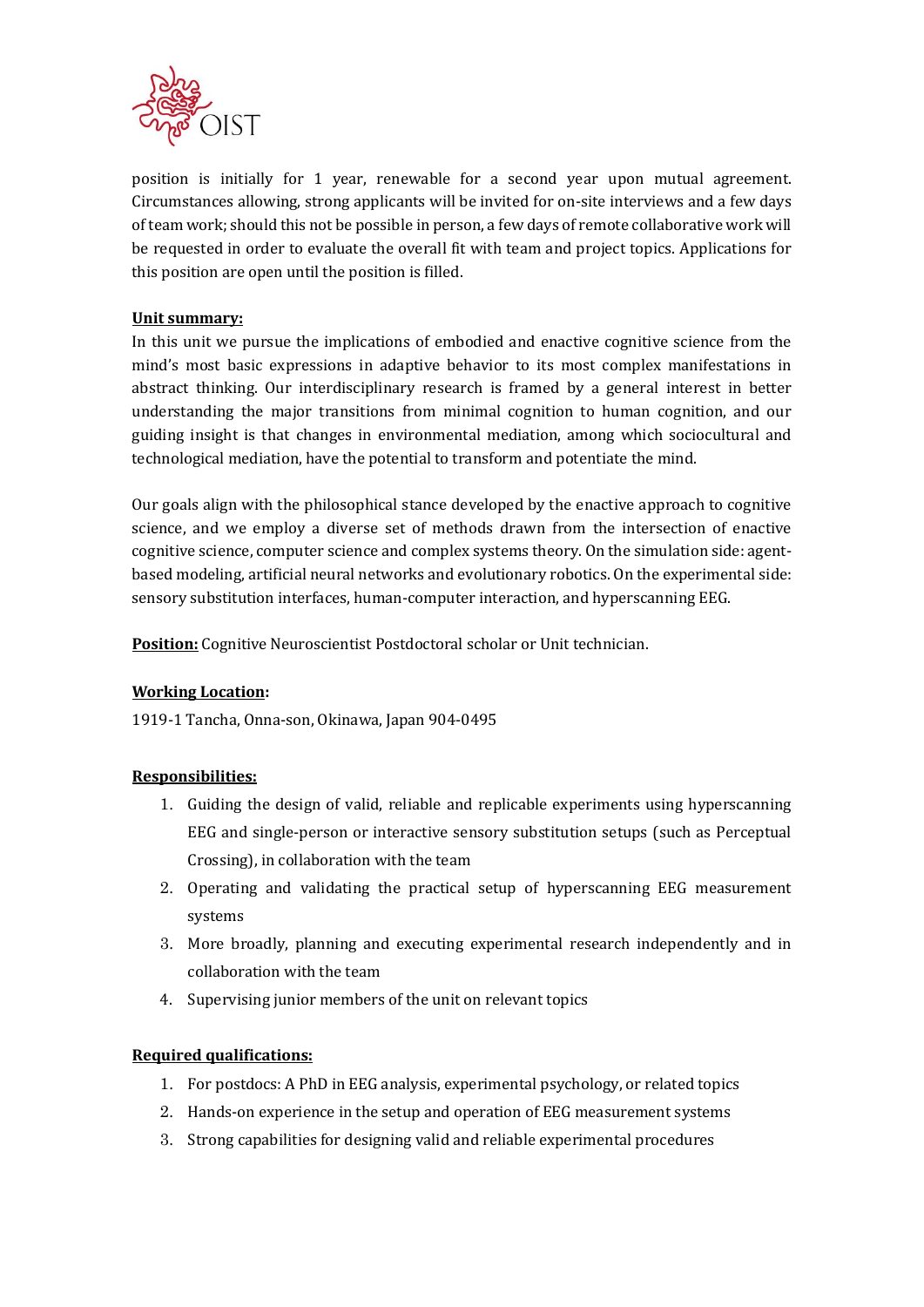position is initially for 1 year, renewable for a second year upon mutual agreement. Circumstances allowing, strong applicants will be invited for on-site interviews and a few days of team work; should this not be possible in person, a few days of remote collaborative work will be requested in order to evaluate the overall fit with team and project topics. Applications for this position are open until the position is filled.

**Unit summary:**
In this unit we pursue the implications of embodied and enactive cognitive science from the mind's most basic expressions in adaptive behavior to its most complex manifestations in abstract thinking. Our interdisciplinary research is framed by a general interest in better understanding the major transitions from minimal cognition to human cognition, and our guiding insight is that changes in environmental mediation, among which sociocultural and technological mediation, have the potential to transform and potentiate the mind.

Our goals align with the philosophical stance developed by the enactive approach to cognitive science, and we employ a diverse set of methods drawn from the intersection of enactive cognitive science, computer science and complex systems theory. On the simulation side: agent-based modeling, artificial neural networks and evolutionary robotics. On the experimental side: sensory substitution interfaces, human-computer interaction, and hyperscanning EEG.

**Position:** Cognitive Neuroscientist Postdoctoral scholar or Unit technician.

**Working Location:**

1919-1 Tancha, Onna-son, Okinawa, Japan 904-0495

**Responsibilities:**

1. Guiding the design of valid, reliable and replicable experiments using hyperscanning EEG and single-person or interactive sensory substitution setups (such as Perceptual Crossing), in collaboration with the team
2. Operating and validating the practical setup of hyperscanning EEG measurement systems
3. More broadly, planning and executing experimental research independently and in collaboration with the team
4. Supervising junior members of the unit on relevant topics

**Required qualifications:**

1. For postdocs: A PhD in EEG analysis, experimental psychology, or related topics
2. Hands-on experience in the setup and operation of EEG measurement systems
3. Strong capabilities for designing valid and reliable experimental procedures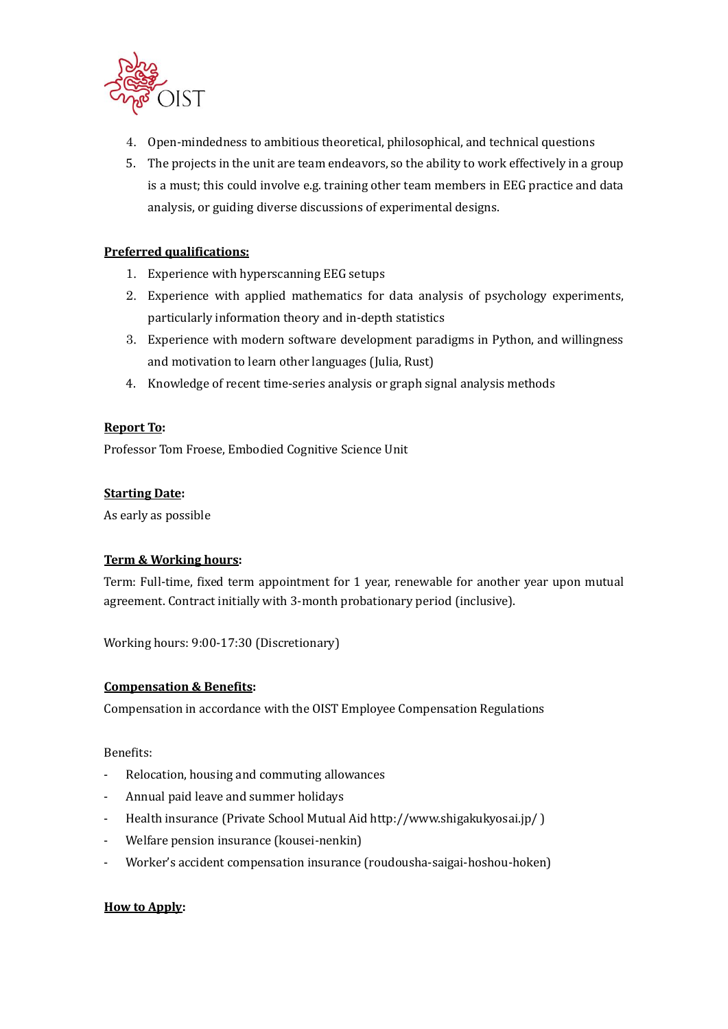4. Open-mindedness to ambitious theoretical, philosophical, and technical questions
5. The projects in the unit are team endeavors, so the ability to work effectively in a group is a must; this could involve e.g. training other team members in EEG practice and data analysis, or guiding diverse discussions of experimental designs.

**Preferred qualifications:**

1. Experience with hyperscanning EEG setups
2. Experience with applied mathematics for data analysis of psychology experiments, particularly information theory and in-depth statistics
3. Experience with modern software development paradigms in Python, and willingness and motivation to learn other languages (Julia, Rust)
4. Knowledge of recent time-series analysis or graph signal analysis methods

**Report To:**

Professor Tom Froese, Embodied Cognitive Science Unit

**Starting Date:**

As early as possible

**Term & Working hours:**

Term: Full-time, fixed term appointment for 1 year, renewable for another year upon mutual agreement. Contract initially with 3-month probationary period (inclusive).

Working hours: 9:00-17:30 (Discretionary)

**Compensation & Benefits:**

Compensation in accordance with the OIST Employee Compensation Regulations

Benefits:

- Relocation, housing and commuting allowances
- Annual paid leave and summer holidays
- Health insurance (Private School Mutual Aid http://www.shigakukyosai.jp/ )
- Welfare pension insurance (kousei-nenkin)
- Worker's accident compensation insurance (roudousha-saigai-hoshou-hoken)

**How to Apply:**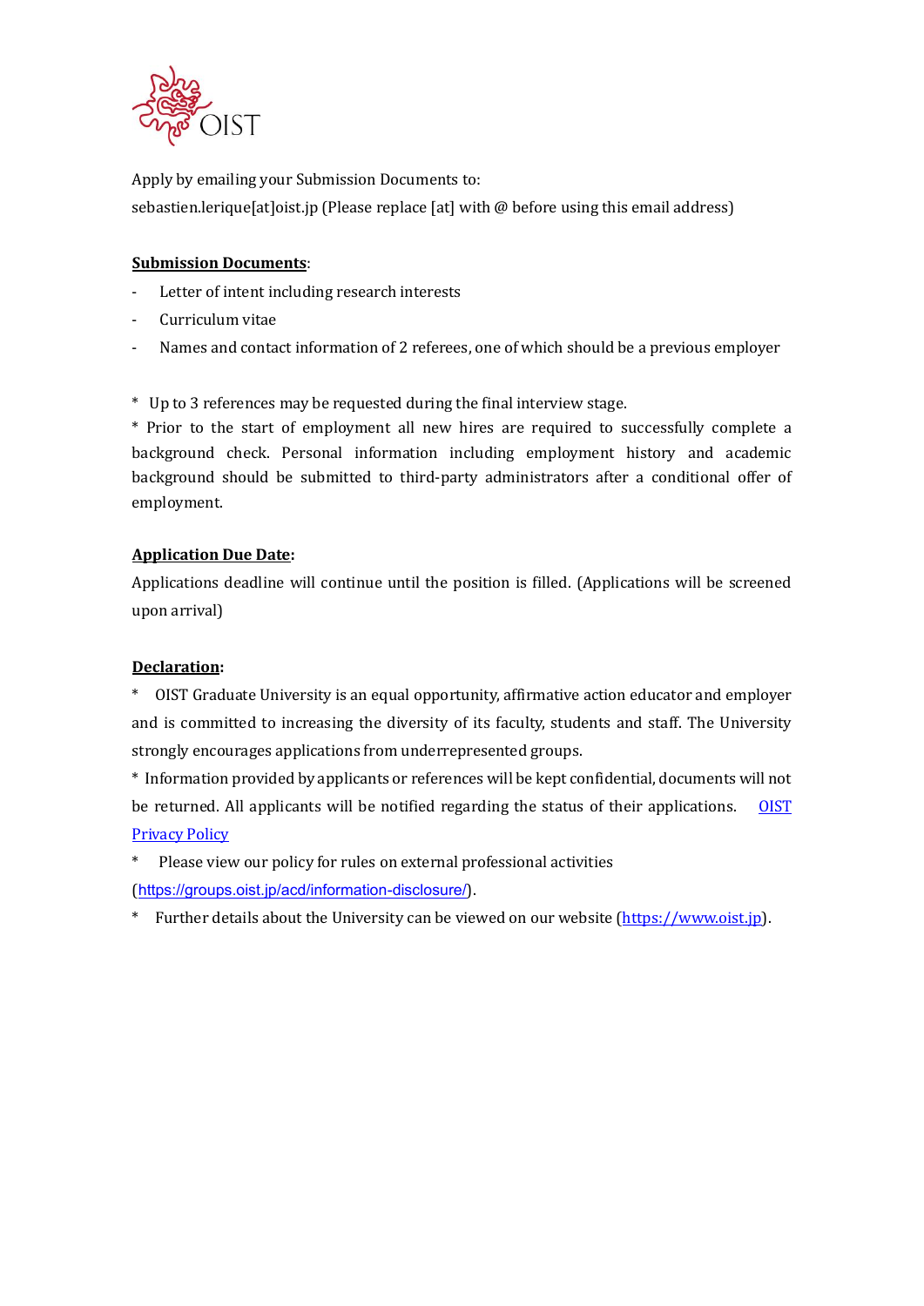Apply by emailing your Submission Documents to:

sebastien.lerique[at]oist.jp (Please replace [at] with @ before using this email address)

**Submission Documents**:

- Letter of intent including research interests
- Curriculum vitae
- Names and contact information of 2 referees, one of which should be a previous employer

\* Up to 3 references may be requested during the final interview stage.

\* Prior to the start of employment all new hires are required to successfully complete a background check. Personal information including employment history and academic background should be submitted to third-party administrators after a conditional offer of employment.

**Application Due Date:**

Applications deadline will continue until the position is filled. (Applications will be screened upon arrival)

**Declaration:**

\* OIST Graduate University is an equal opportunity, affirmative action educator and employer and is committed to increasing the diversity of its faculty, students and staff. The University strongly encourages applications from underrepresented groups.

\* Information provided by applicants or references will be kept confidential, documents will not be returned. All applicants will be notified regarding the status of their applications. OIST Privacy Policy

\* Please view our policy for rules on external professional activities (https://groups.oist.jp/acd/information-disclosure/).

\* Further details about the University can be viewed on our website (https://www.oist.jp).